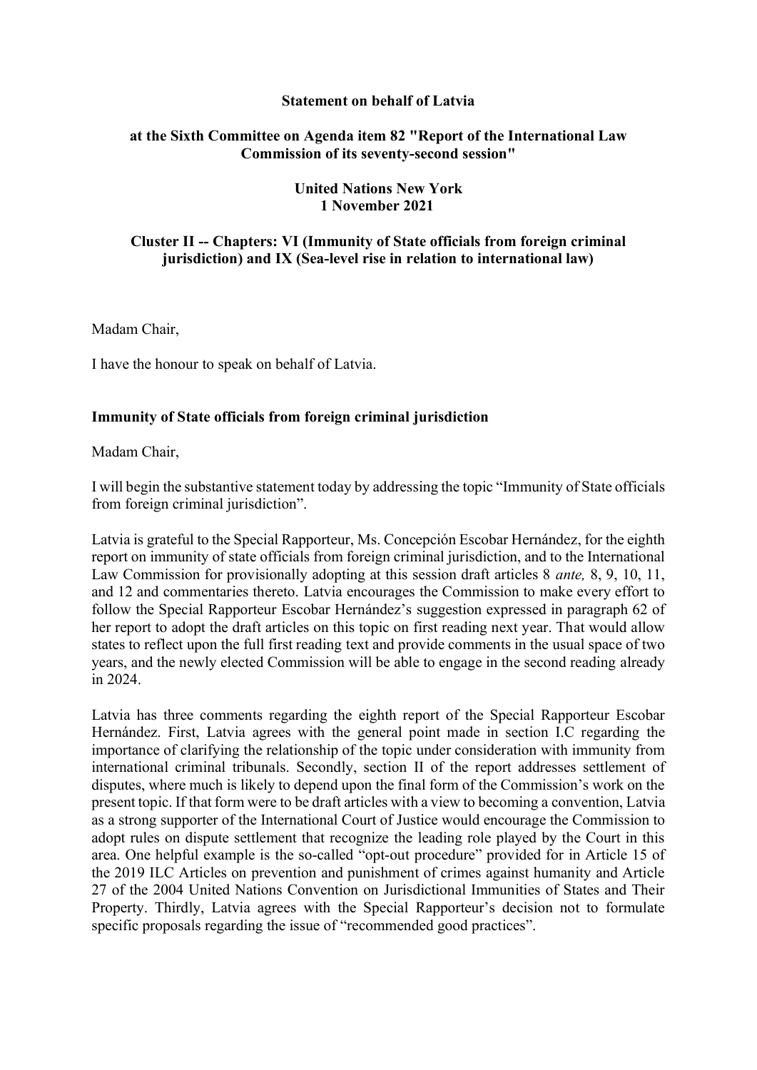**Statement on behalf of Latvia**

**at the Sixth Committee on Agenda item 82 "Report of the International Law Commission of its seventy-second session"**

**United Nations New York**
**1 November 2021**

**Cluster II -- Chapters: VI (Immunity of State officials from foreign criminal jurisdiction) and IX (Sea-level rise in relation to international law)**

Madam Chair,

I have the honour to speak on behalf of Latvia.

## Immunity of State officials from foreign criminal jurisdiction

Madam Chair,

I will begin the substantive statement today by addressing the topic "Immunity of State officials from foreign criminal jurisdiction".

Latvia is grateful to the Special Rapporteur, Ms. Concepción Escobar Hernández, for the eighth report on immunity of state officials from foreign criminal jurisdiction, and to the International Law Commission for provisionally adopting at this session draft articles 8 *ante,* 8, 9, 10, 11, and 12 and commentaries thereto. Latvia encourages the Commission to make every effort to follow the Special Rapporteur Escobar Hernández's suggestion expressed in paragraph 62 of her report to adopt the draft articles on this topic on first reading next year. That would allow states to reflect upon the full first reading text and provide comments in the usual space of two years, and the newly elected Commission will be able to engage in the second reading already in 2024.

Latvia has three comments regarding the eighth report of the Special Rapporteur Escobar Hernández. First, Latvia agrees with the general point made in section I.C regarding the importance of clarifying the relationship of the topic under consideration with immunity from international criminal tribunals. Secondly, section II of the report addresses settlement of disputes, where much is likely to depend upon the final form of the Commission's work on the present topic. If that form were to be draft articles with a view to becoming a convention, Latvia as a strong supporter of the International Court of Justice would encourage the Commission to adopt rules on dispute settlement that recognize the leading role played by the Court in this area. One helpful example is the so-called "opt-out procedure" provided for in Article 15 of the 2019 ILC Articles on prevention and punishment of crimes against humanity and Article 27 of the 2004 United Nations Convention on Jurisdictional Immunities of States and Their Property. Thirdly, Latvia agrees with the Special Rapporteur's decision not to formulate specific proposals regarding the issue of "recommended good practices".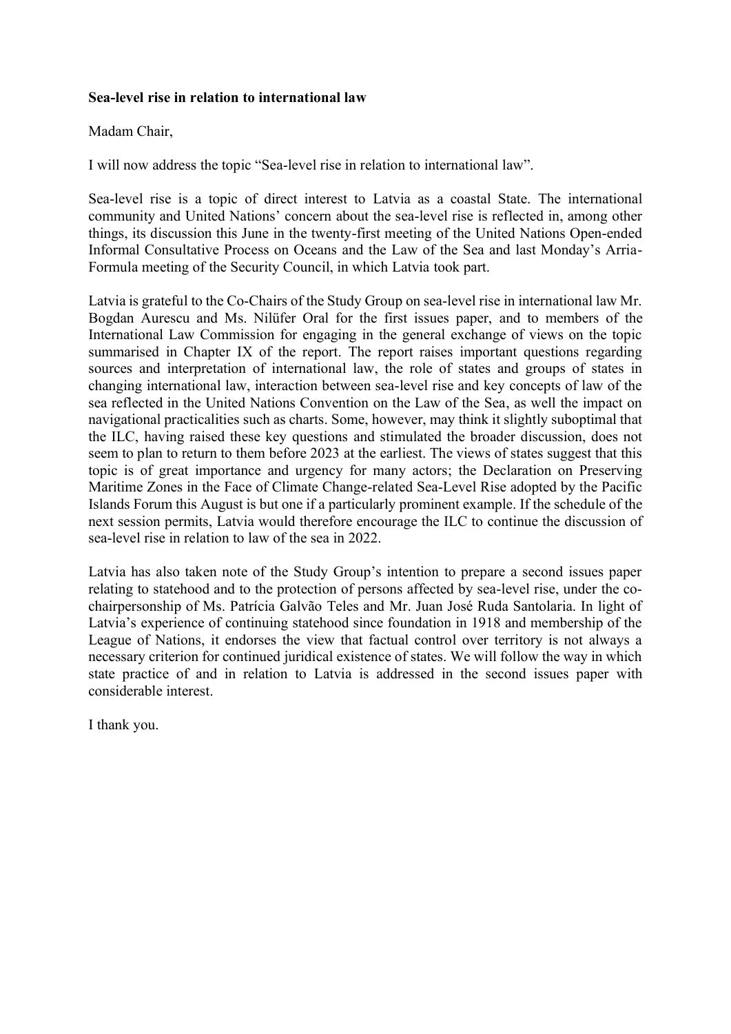**Sea-level rise in relation to international law**

Madam Chair,

I will now address the topic "Sea-level rise in relation to international law".

Sea-level rise is a topic of direct interest to Latvia as a coastal State. The international community and United Nations' concern about the sea-level rise is reflected in, among other things, its discussion this June in the twenty-first meeting of the United Nations Open-ended Informal Consultative Process on Oceans and the Law of the Sea and last Monday's Arria-Formula meeting of the Security Council, in which Latvia took part.

Latvia is grateful to the Co-Chairs of the Study Group on sea-level rise in international law Mr. Bogdan Aurescu and Ms. Nilüfer Oral for the first issues paper, and to members of the International Law Commission for engaging in the general exchange of views on the topic summarised in Chapter IX of the report. The report raises important questions regarding sources and interpretation of international law, the role of states and groups of states in changing international law, interaction between sea-level rise and key concepts of law of the sea reflected in the United Nations Convention on the Law of the Sea, as well the impact on navigational practicalities such as charts. Some, however, may think it slightly suboptimal that the ILC, having raised these key questions and stimulated the broader discussion, does not seem to plan to return to them before 2023 at the earliest. The views of states suggest that this topic is of great importance and urgency for many actors; the Declaration on Preserving Maritime Zones in the Face of Climate Change-related Sea-Level Rise adopted by the Pacific Islands Forum this August is but one if a particularly prominent example. If the schedule of the next session permits, Latvia would therefore encourage the ILC to continue the discussion of sea-level rise in relation to law of the sea in 2022.

Latvia has also taken note of the Study Group's intention to prepare a second issues paper relating to statehood and to the protection of persons affected by sea-level rise, under the co-chairpersonship of Ms. Patrícia Galvão Teles and Mr. Juan José Ruda Santolaria. In light of Latvia's experience of continuing statehood since foundation in 1918 and membership of the League of Nations, it endorses the view that factual control over territory is not always a necessary criterion for continued juridical existence of states. We will follow the way in which state practice of and in relation to Latvia is addressed in the second issues paper with considerable interest.

I thank you.